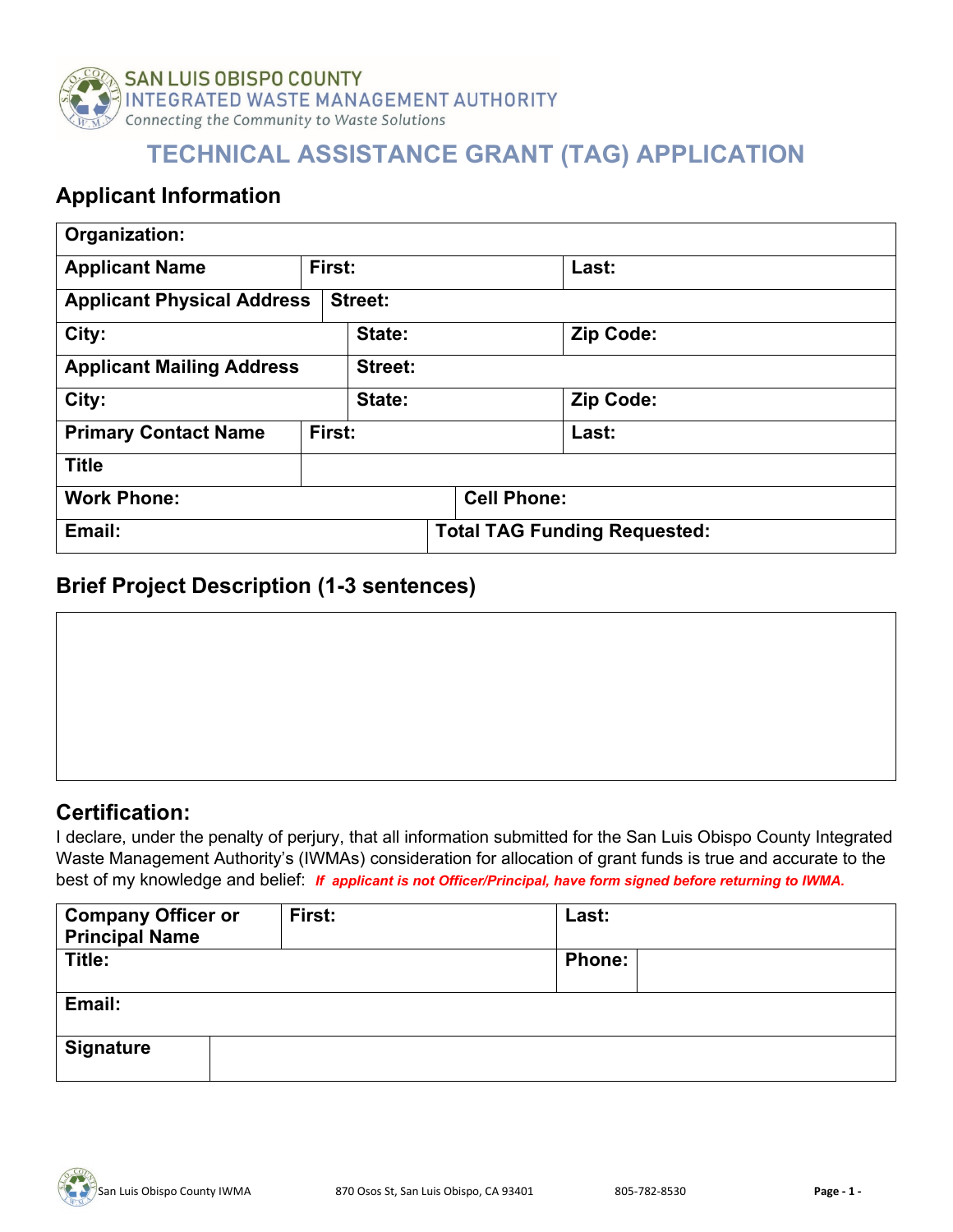SAN LUIS OBISPO COUNTY
INTEGRATED WASTE MANAGEMENT AUTHORITY
*Connecting the Community to Waste Solutions*

# TECHNICAL ASSISTANCE GRANT (TAG) APPLICATION

## Applicant Information

| **Organization:** | | |
|---|---|---|
| **Applicant Name** | **First:** | **Last:** |
| **Applicant Physical Address** | **Street:** | |
| **City:** | **State:** | **Zip Code:** |
| **Applicant Mailing Address** | **Street:** | |
| **City:** | **State:** | **Zip Code:** |
| **Primary Contact Name** | **First:** | **Last:** |
| **Title** | | |
| **Work Phone:** | **Cell Phone:** | |
| **Email:** | **Total TAG Funding Requested:** | |

## Brief Project Description (1-3 sentences)

| |
|---|
| |

## Certification:

I declare, under the penalty of perjury, that all information submitted for the San Luis Obispo County Integrated Waste Management Authority's (IWMAs) consideration for allocation of grant funds is true and accurate to the best of my knowledge and belief: ***If applicant is not Officer/Principal, have form signed before returning to IWMA.***

| **Company Officer or Principal Name** | **First:** | **Last:** | |
|---|---|---|---|
| **Title:** | | **Phone:** | |
| **Email:** | | | |
| **Signature** | | | |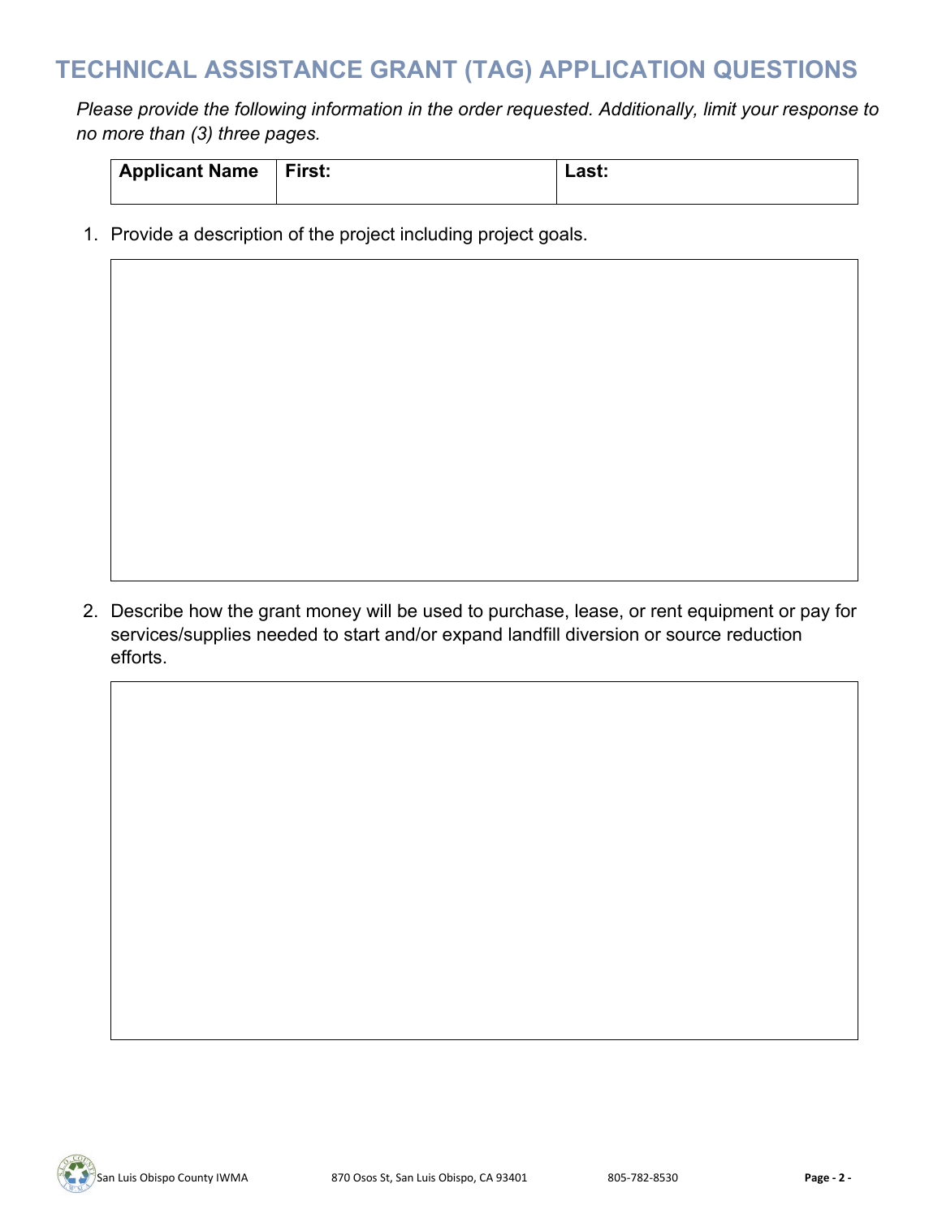# TECHNICAL ASSISTANCE GRANT (TAG) APPLICATION QUESTIONS

*Please provide the following information in the order requested. Additionally, limit your response to no more than (3) three pages.*

| **Applicant Name** | **First:** | **Last:** |
|---|---|---|

1. Provide a description of the project including project goals.

2. Describe how the grant money will be used to purchase, lease, or rent equipment or pay for services/supplies needed to start and/or expand landfill diversion or source reduction efforts.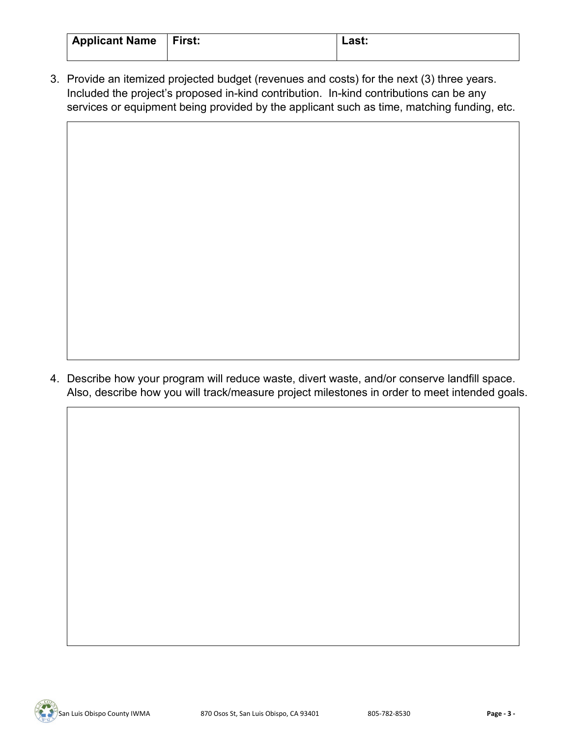| Applicant Name | First: | Last: |
| --- | --- | --- |

3. Provide an itemized projected budget (revenues and costs) for the next (3) three years. Included the project's proposed in-kind contribution. In-kind contributions can be any services or equipment being provided by the applicant such as time, matching funding, etc.

4. Describe how your program will reduce waste, divert waste, and/or conserve landfill space. Also, describe how you will track/measure project milestones in order to meet intended goals.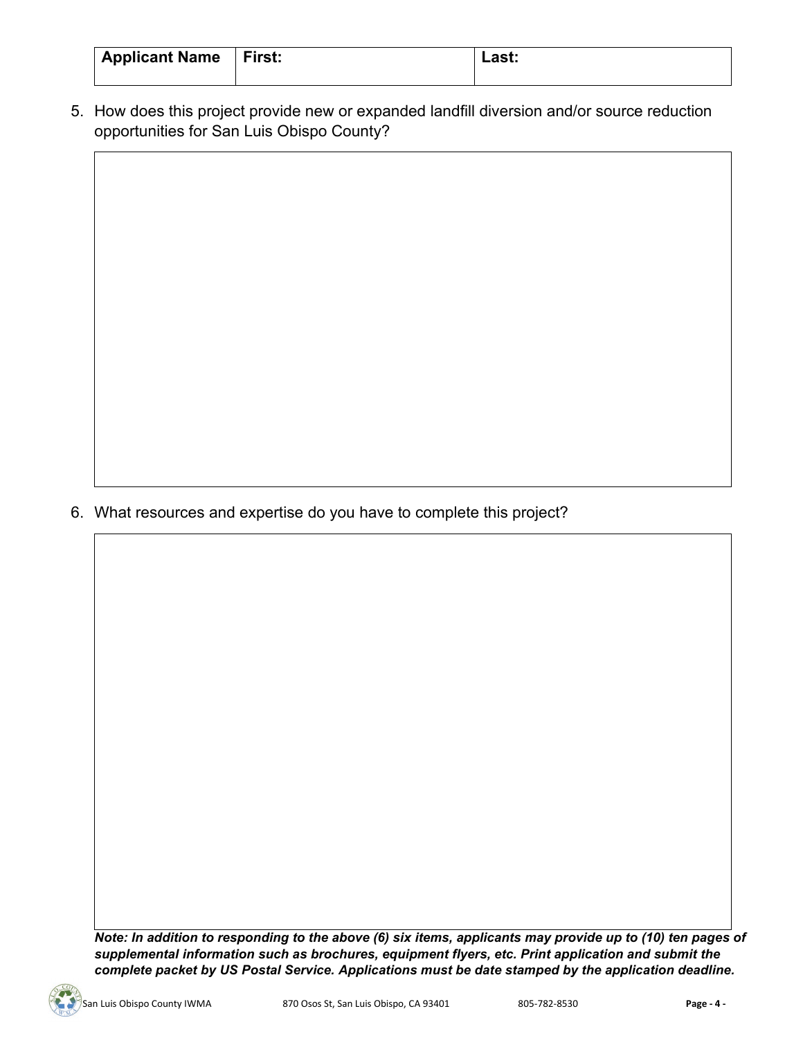| Applicant Name | First: | Last: |
|---|---|---|

5. How does this project provide new or expanded landfill diversion and/or source reduction opportunities for San Luis Obispo County?

6. What resources and expertise do you have to complete this project?

***Note: In addition to responding to the above (6) six items, applicants may provide up to (10) ten pages of supplemental information such as brochures, equipment flyers, etc. Print application and submit the complete packet by US Postal Service. Applications must be date stamped by the application deadline.***